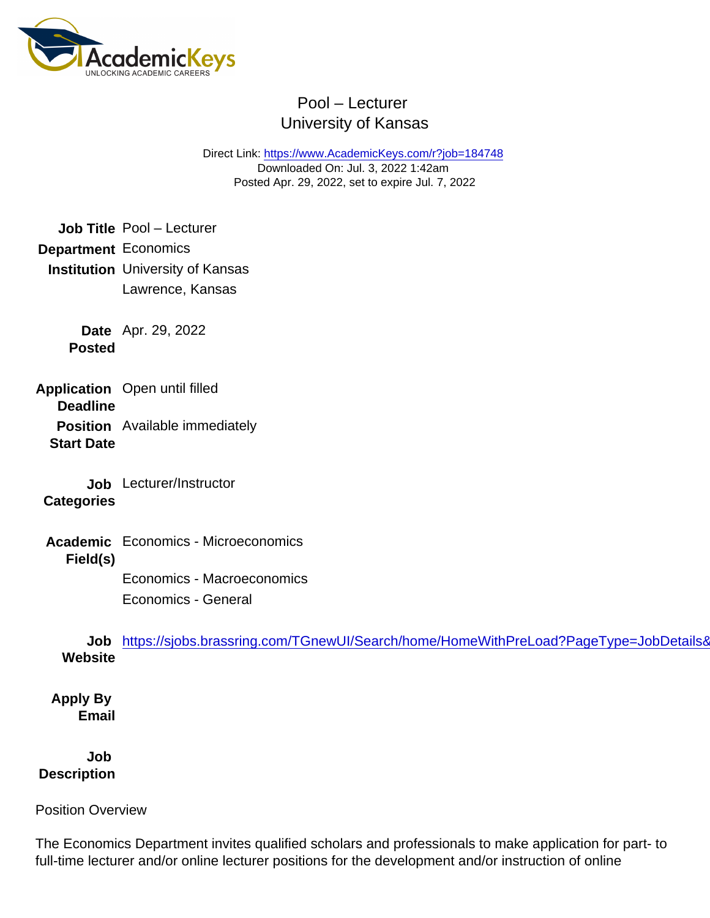# Pool – Lecturer
## University of Kansas

Direct Link: https://www.AcademicKeys.com/r?job=184748
Downloaded On: Jul. 3, 2022 1:42am
Posted Apr. 29, 2022, set to expire Jul. 7, 2022

**Job Title** Pool – Lecturer

**Department** Economics

**Institution** University of Kansas
Lawrence, Kansas

**Date Posted** Apr. 29, 2022

**Application Deadline** Open until filled

**Position Start Date** Available immediately

**Job Categories** Lecturer/Instructor

**Academic Field(s)** Economics - Microeconomics
Economics - Macroeconomics
Economics - General

**Job Website** https://sjobs.brassring.com/TGnewUI/Search/home/HomeWithPreLoad?PageType=JobDetails&

**Apply By Email**

**Job Description**

Position Overview

The Economics Department invites qualified scholars and professionals to make application for part- to full-time lecturer and/or online lecturer positions for the development and/or instruction of online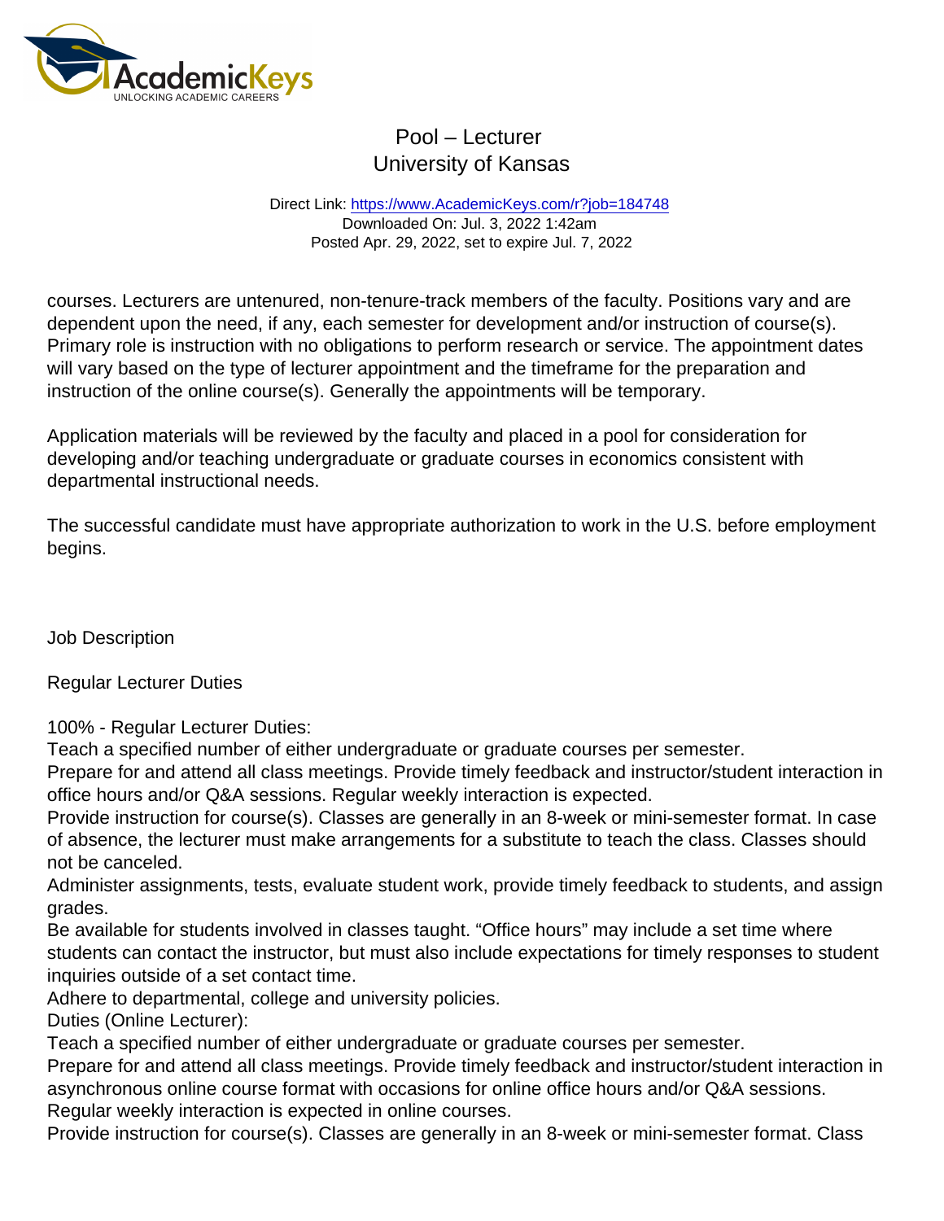courses. Lecturers are untenured, non-tenure-track members of the faculty. Positions vary and are dependent upon the need, if any, each semester for development and/or instruction of course(s). Primary role is instruction with no obligations to perform research or service. The appointment dates will vary based on the type of lecturer appointment and the timeframe for the preparation and instruction of the online course(s). Generally the appointments will be temporary.

Application materials will be reviewed by the faculty and placed in a pool for consideration for developing and/or teaching undergraduate or graduate courses in economics consistent with departmental instructional needs.

The successful candidate must have appropriate authorization to work in the U.S. before employment begins.

Job Description

Regular Lecturer Duties

100% - Regular Lecturer Duties:
Teach a specified number of either undergraduate or graduate courses per semester.
Prepare for and attend all class meetings. Provide timely feedback and instructor/student interaction in office hours and/or Q&A sessions. Regular weekly interaction is expected.
Provide instruction for course(s). Classes are generally in an 8-week or mini-semester format. In case of absence, the lecturer must make arrangements for a substitute to teach the class. Classes should not be canceled.
Administer assignments, tests, evaluate student work, provide timely feedback to students, and assign grades.
Be available for students involved in classes taught. "Office hours" may include a set time where students can contact the instructor, but must also include expectations for timely responses to student inquiries outside of a set contact time.
Adhere to departmental, college and university policies.
Duties (Online Lecturer):
Teach a specified number of either undergraduate or graduate courses per semester.
Prepare for and attend all class meetings. Provide timely feedback and instructor/student interaction in asynchronous online course format with occasions for online office hours and/or Q&A sessions. Regular weekly interaction is expected in online courses.
Provide instruction for course(s). Classes are generally in an 8-week or mini-semester format. Class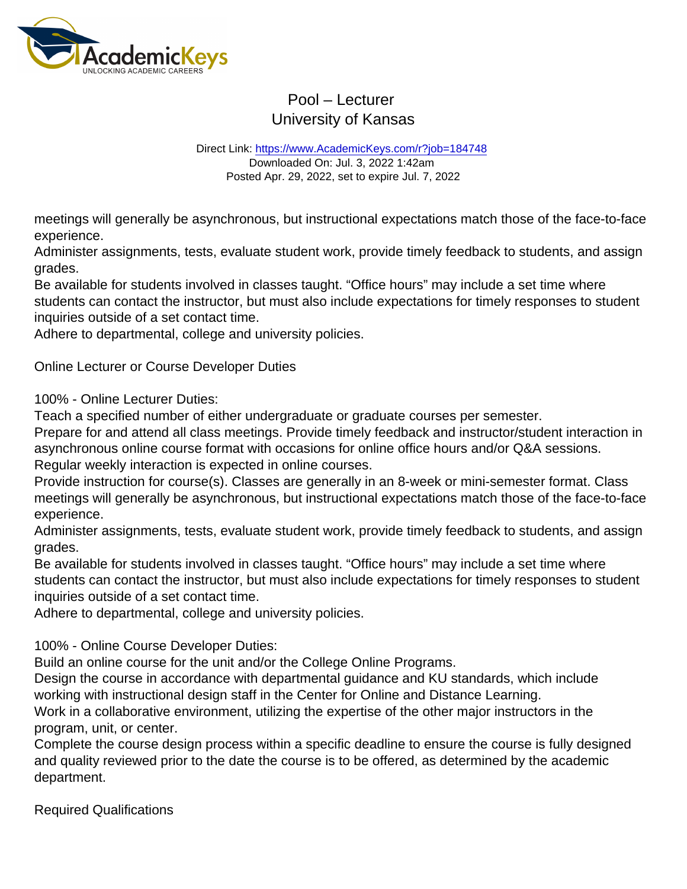meetings will generally be asynchronous, but instructional expectations match those of the face-to-face experience.
Administer assignments, tests, evaluate student work, provide timely feedback to students, and assign grades.
Be available for students involved in classes taught. “Office hours” may include a set time where students can contact the instructor, but must also include expectations for timely responses to student inquiries outside of a set contact time.
Adhere to departmental, college and university policies.

Online Lecturer or Course Developer Duties

100% - Online Lecturer Duties:
Teach a specified number of either undergraduate or graduate courses per semester.
Prepare for and attend all class meetings. Provide timely feedback and instructor/student interaction in asynchronous online course format with occasions for online office hours and/or Q&A sessions. Regular weekly interaction is expected in online courses.
Provide instruction for course(s). Classes are generally in an 8-week or mini-semester format. Class meetings will generally be asynchronous, but instructional expectations match those of the face-to-face experience.
Administer assignments, tests, evaluate student work, provide timely feedback to students, and assign grades.
Be available for students involved in classes taught. “Office hours” may include a set time where students can contact the instructor, but must also include expectations for timely responses to student inquiries outside of a set contact time.
Adhere to departmental, college and university policies.

100% - Online Course Developer Duties:
Build an online course for the unit and/or the College Online Programs.
Design the course in accordance with departmental guidance and KU standards, which include working with instructional design staff in the Center for Online and Distance Learning.
Work in a collaborative environment, utilizing the expertise of the other major instructors in the program, unit, or center.
Complete the course design process within a specific deadline to ensure the course is fully designed and quality reviewed prior to the date the course is to be offered, as determined by the academic department.

Required Qualifications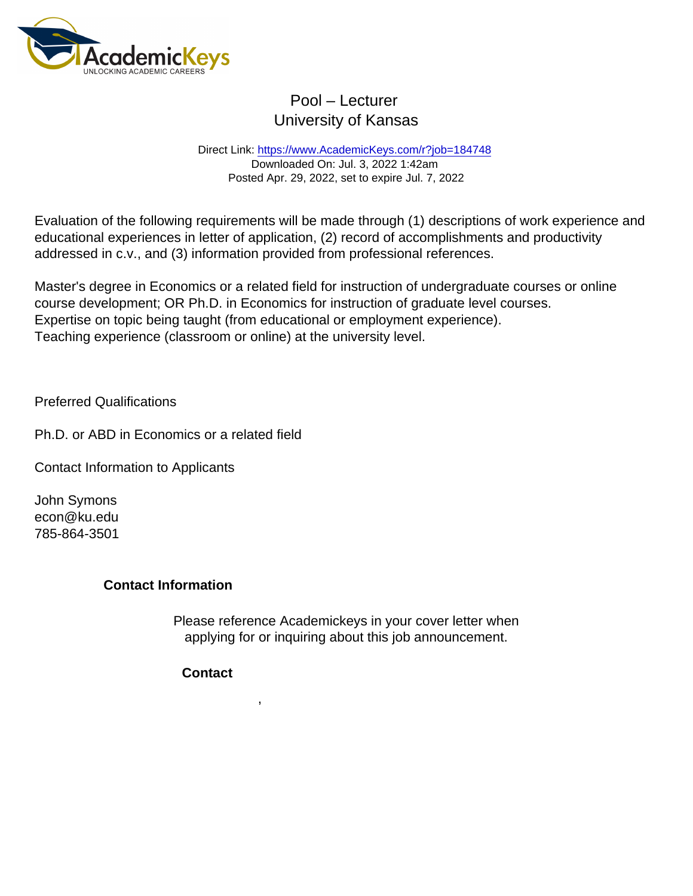Evaluation of the following requirements will be made through (1) descriptions of work experience and educational experiences in letter of application, (2) record of accomplishments and productivity addressed in c.v., and (3) information provided from professional references.

Master's degree in Economics or a related field for instruction of undergraduate courses or online course development; OR Ph.D. in Economics for instruction of graduate level courses.
Expertise on topic being taught (from educational or employment experience).
Teaching experience (classroom or online) at the university level.

Preferred Qualifications

Ph.D. or ABD in Economics or a related field

Contact Information to Applicants

John Symons
econ@ku.edu
785-864-3501

**Contact Information**

Please reference Academickeys in your cover letter when applying for or inquiring about this job announcement.

**Contact**

,